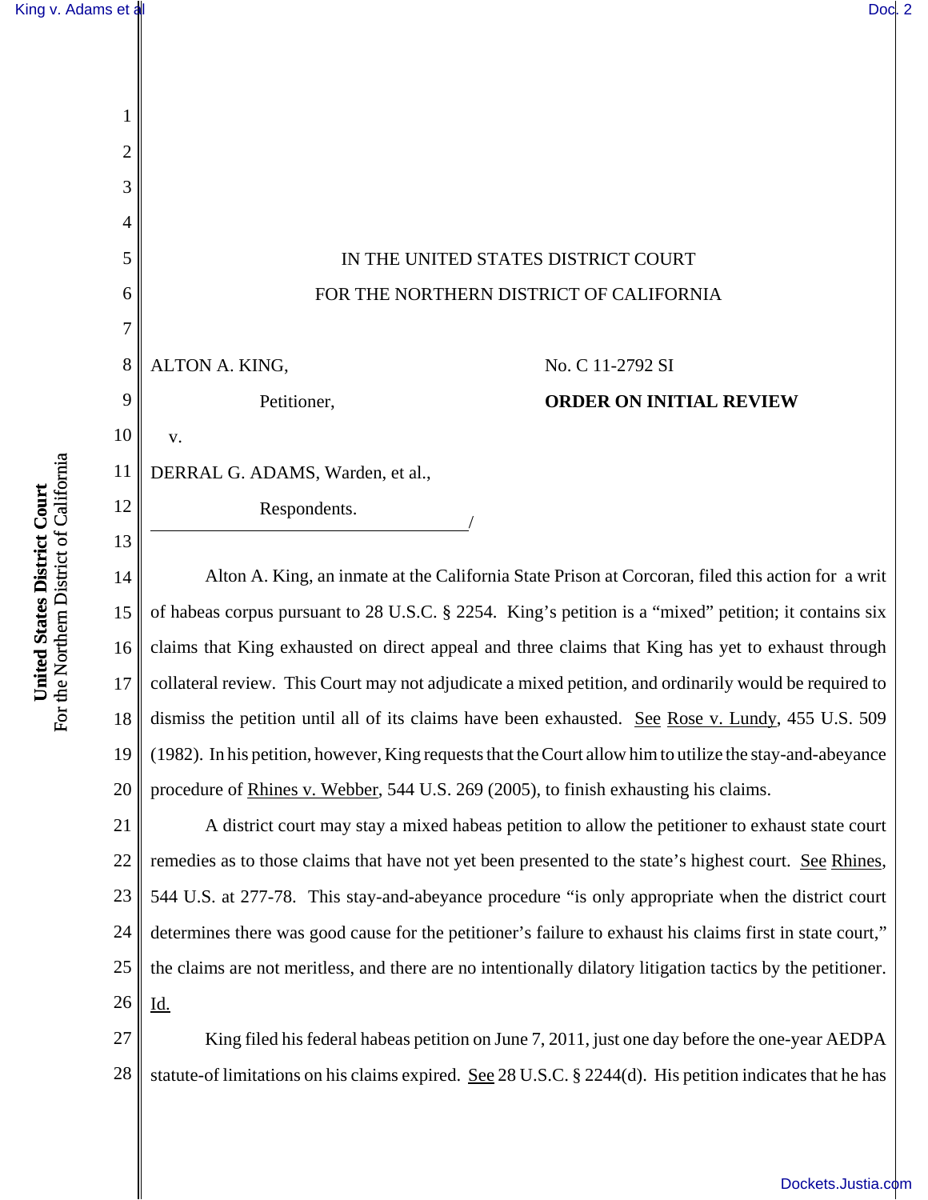IN THE UNITED STATES DISTRICT COURT

FOR THE NORTHERN DISTRICT OF CALIFORNIA

ALTON A. KING,

Petitioner,

v.

DERRAL G. ADAMS, Warden, et al.,

Respondents.

No. C 11-2792 SI

**ORDER ON INITIAL REVIEW**

Alton A. King, an inmate at the California State Prison at Corcoran, filed this action for a writ of habeas corpus pursuant to 28 U.S.C. § 2254. King's petition is a "mixed" petition; it contains six claims that King exhausted on direct appeal and three claims that King has yet to exhaust through collateral review. This Court may not adjudicate a mixed petition, and ordinarily would be required to dismiss the petition until all of its claims have been exhausted. See Rose v. Lundy, 455 U.S. 509 (1982). In his petition, however, King requests that the Court allow him to utilize the stay-and-abeyance procedure of Rhines v. Webber, 544 U.S. 269 (2005), to finish exhausting his claims.

A district court may stay a mixed habeas petition to allow the petitioner to exhaust state court remedies as to those claims that have not yet been presented to the state's highest court. See Rhines, 544 U.S. at 277-78. This stay-and-abeyance procedure "is only appropriate when the district court determines there was good cause for the petitioner's failure to exhaust his claims first in state court," the claims are not meritless, and there are no intentionally dilatory litigation tactics by the petitioner. Id.

King filed his federal habeas petition on June 7, 2011, just one day before the one-year AEDPA statute-of limitations on his claims expired. See 28 U.S.C. § 2244(d). His petition indicates that he has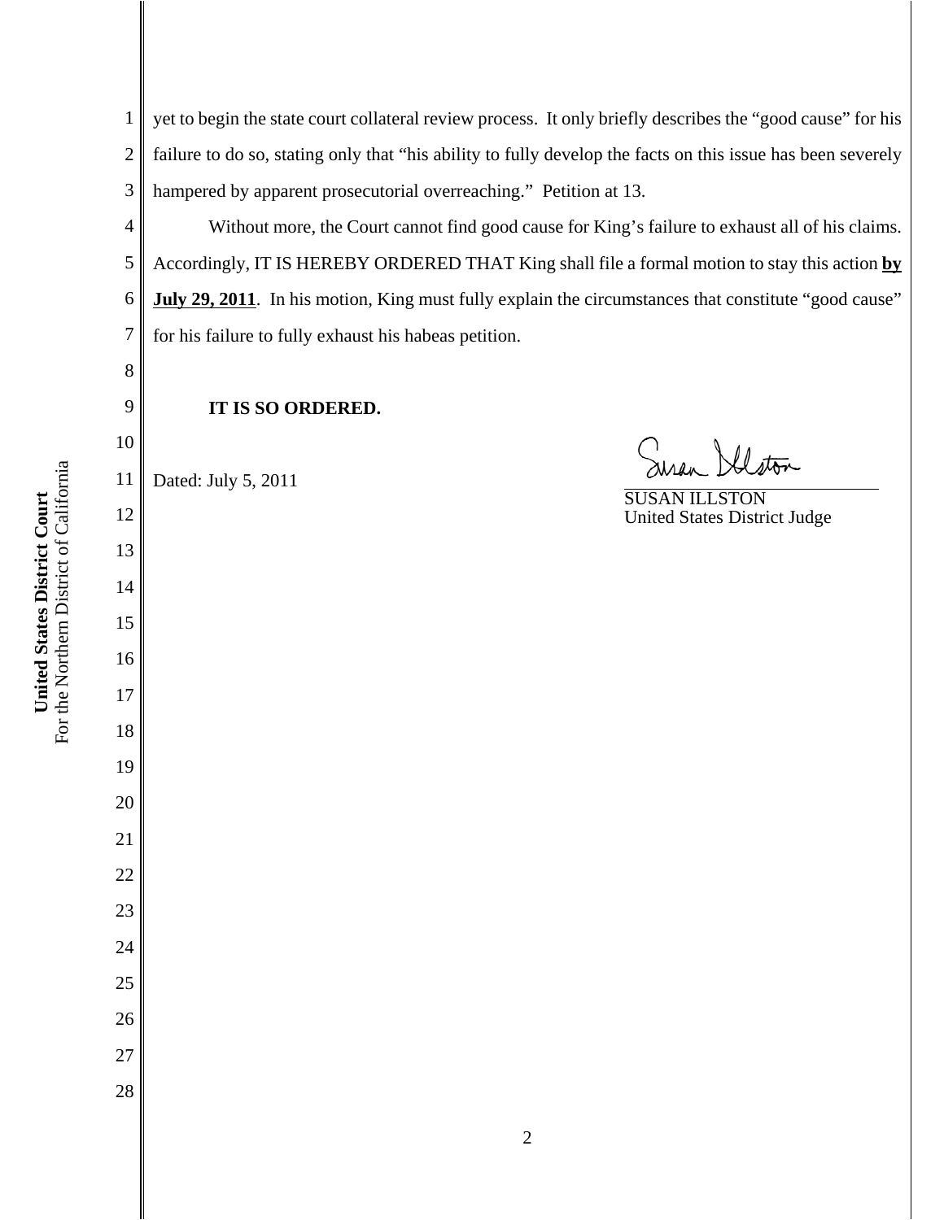yet to begin the state court collateral review process. It only briefly describes the "good cause" for his failure to do so, stating only that "his ability to fully develop the facts on this issue has been severely hampered by apparent prosecutorial overreaching." Petition at 13.

Without more, the Court cannot find good cause for King's failure to exhaust all of his claims. Accordingly, IT IS HEREBY ORDERED THAT King shall file a formal motion to stay this action **by July 29, 2011**. In his motion, King must fully explain the circumstances that constitute "good cause" for his failure to fully exhaust his habeas petition.

**IT IS SO ORDERED.**

Dated: July 5, 2011

SUSAN ILLSTON
United States District Judge